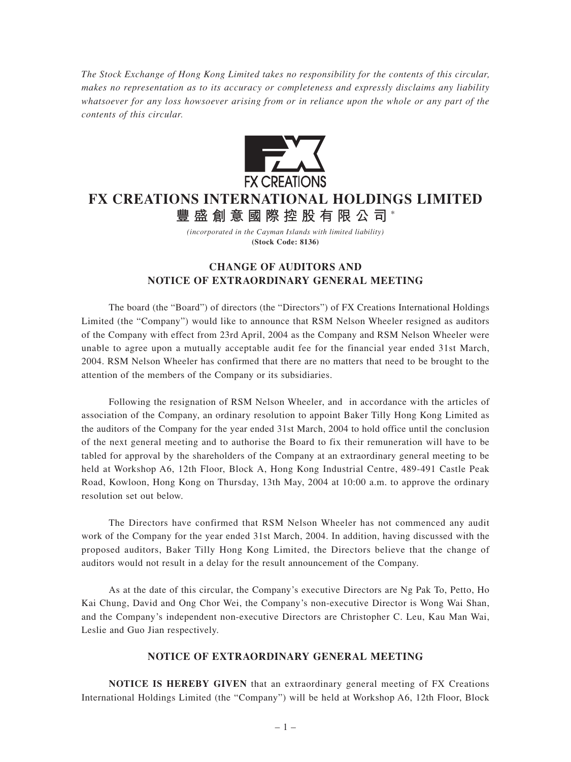*The Stock Exchange of Hong Kong Limited takes no responsibility for the contents of this circular, makes no representation as to its accuracy or completeness and expressly disclaims any liability whatsoever for any loss howsoever arising from or in reliance upon the whole or any part of the contents of this circular.*

FX CREATIONS

# FX CREATIONS INTERNATIONAL HOLDINGS LIMITED

# 豐盛創意國際控股有限公司*

*(incorporated in the Cayman Islands with limited liability)*

**(Stock Code: 8136)**

## CHANGE OF AUDITORS AND NOTICE OF EXTRAORDINARY GENERAL MEETING

The board (the "Board") of directors (the "Directors") of FX Creations International Holdings Limited (the "Company") would like to announce that RSM Nelson Wheeler resigned as auditors of the Company with effect from 23rd April, 2004 as the Company and RSM Nelson Wheeler were unable to agree upon a mutually acceptable audit fee for the financial year ended 31st March, 2004. RSM Nelson Wheeler has confirmed that there are no matters that need to be brought to the attention of the members of the Company or its subsidiaries.

Following the resignation of RSM Nelson Wheeler, and in accordance with the articles of association of the Company, an ordinary resolution to appoint Baker Tilly Hong Kong Limited as the auditors of the Company for the year ended 31st March, 2004 to hold office until the conclusion of the next general meeting and to authorise the Board to fix their remuneration will have to be tabled for approval by the shareholders of the Company at an extraordinary general meeting to be held at Workshop A6, 12th Floor, Block A, Hong Kong Industrial Centre, 489-491 Castle Peak Road, Kowloon, Hong Kong on Thursday, 13th May, 2004 at 10:00 a.m. to approve the ordinary resolution set out below.

The Directors have confirmed that RSM Nelson Wheeler has not commenced any audit work of the Company for the year ended 31st March, 2004. In addition, having discussed with the proposed auditors, Baker Tilly Hong Kong Limited, the Directors believe that the change of auditors would not result in a delay for the result announcement of the Company.

As at the date of this circular, the Company's executive Directors are Ng Pak To, Petto, Ho Kai Chung, David and Ong Chor Wei, the Company's non-executive Director is Wong Wai Shan, and the Company's independent non-executive Directors are Christopher C. Leu, Kau Man Wai, Leslie and Guo Jian respectively.

## NOTICE OF EXTRAORDINARY GENERAL MEETING

**NOTICE IS HEREBY GIVEN** that an extraordinary general meeting of FX Creations International Holdings Limited (the "Company") will be held at Workshop A6, 12th Floor, Block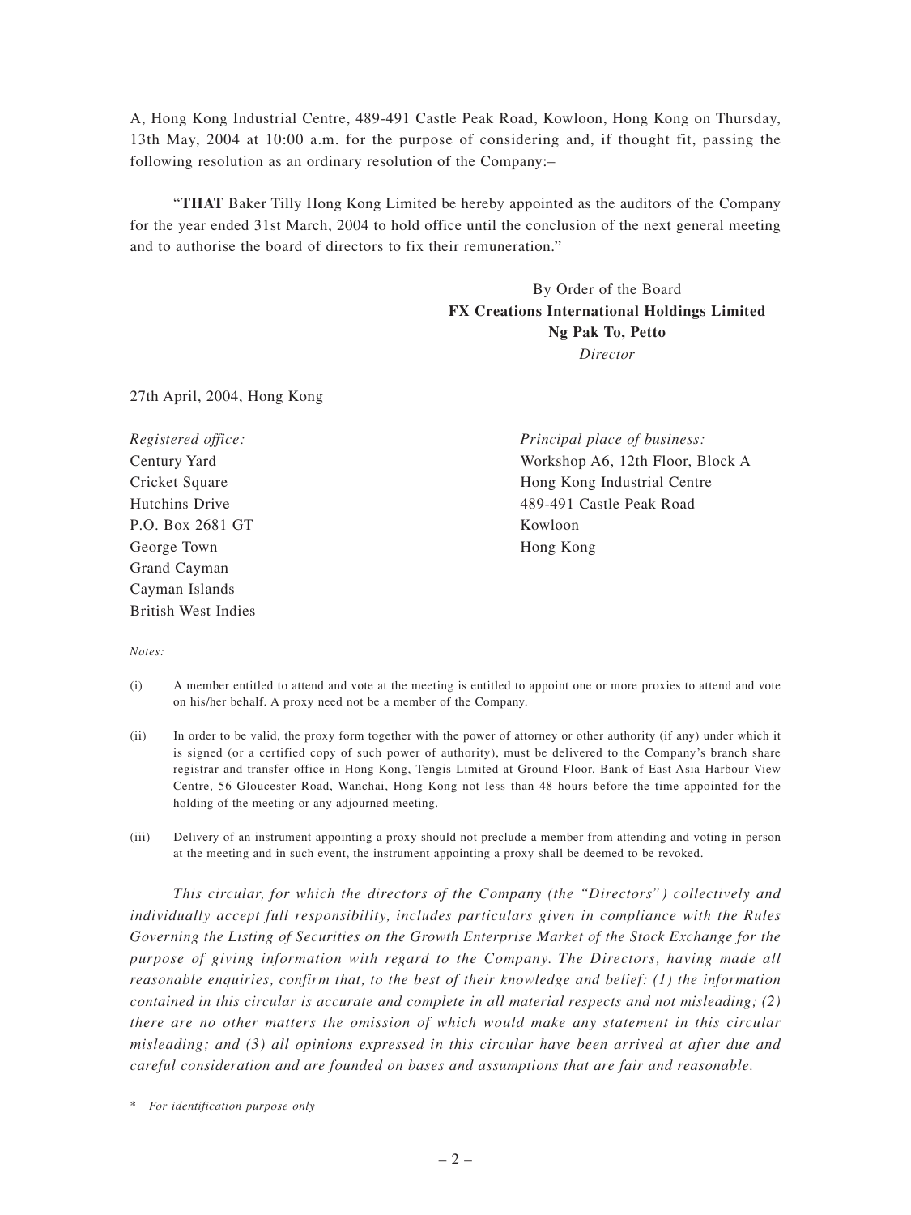A, Hong Kong Industrial Centre, 489-491 Castle Peak Road, Kowloon, Hong Kong on Thursday, 13th May, 2004 at 10:00 a.m. for the purpose of considering and, if thought fit, passing the following resolution as an ordinary resolution of the Company:–

"**THAT** Baker Tilly Hong Kong Limited be hereby appointed as the auditors of the Company for the year ended 31st March, 2004 to hold office until the conclusion of the next general meeting and to authorise the board of directors to fix their remuneration."

By Order of the Board
**FX Creations International Holdings Limited**
**Ng Pak To, Petto**
*Director*

27th April, 2004, Hong Kong

*Registered office:*
Century Yard
Cricket Square
Hutchins Drive
P.O. Box 2681 GT
George Town
Grand Cayman
Cayman Islands
British West Indies

*Principal place of business:*
Workshop A6, 12th Floor, Block A
Hong Kong Industrial Centre
489-491 Castle Peak Road
Kowloon
Hong Kong

*Notes:*

(i) A member entitled to attend and vote at the meeting is entitled to appoint one or more proxies to attend and vote on his/her behalf. A proxy need not be a member of the Company.

(ii) In order to be valid, the proxy form together with the power of attorney or other authority (if any) under which it is signed (or a certified copy of such power of authority), must be delivered to the Company's branch share registrar and transfer office in Hong Kong, Tengis Limited at Ground Floor, Bank of East Asia Harbour View Centre, 56 Gloucester Road, Wanchai, Hong Kong not less than 48 hours before the time appointed for the holding of the meeting or any adjourned meeting.

(iii) Delivery of an instrument appointing a proxy should not preclude a member from attending and voting in person at the meeting and in such event, the instrument appointing a proxy shall be deemed to be revoked.

*This circular, for which the directors of the Company (the "Directors") collectively and individually accept full responsibility, includes particulars given in compliance with the Rules Governing the Listing of Securities on the Growth Enterprise Market of the Stock Exchange for the purpose of giving information with regard to the Company. The Directors, having made all reasonable enquiries, confirm that, to the best of their knowledge and belief: (1) the information contained in this circular is accurate and complete in all material respects and not misleading; (2) there are no other matters the omission of which would make any statement in this circular misleading; and (3) all opinions expressed in this circular have been arrived at after due and careful consideration and are founded on bases and assumptions that are fair and reasonable.*

\* *For identification purpose only*